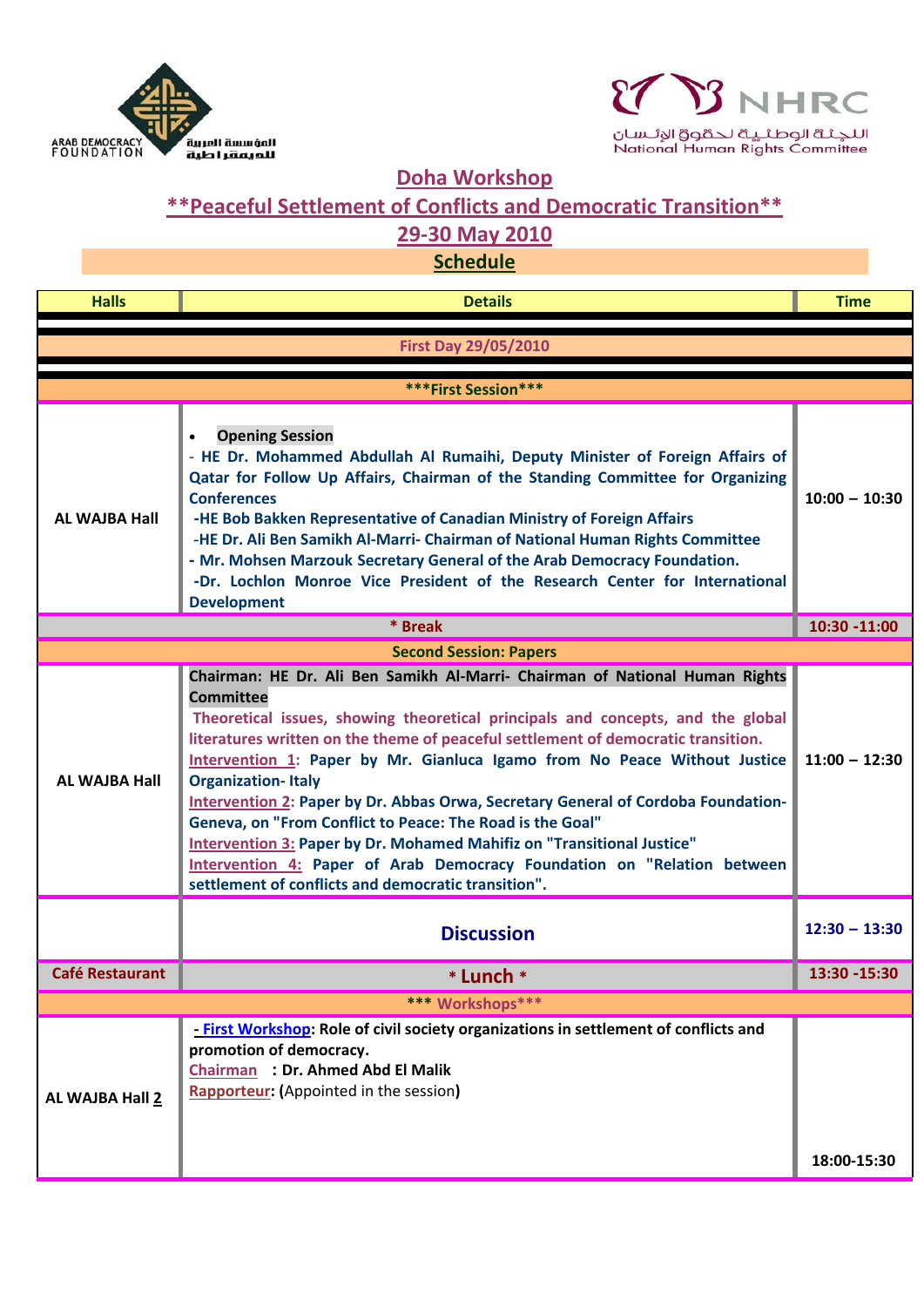ARAB DEMOCRACY FOUNDATION المؤسسة العربية للديمقراطية

NHRC اللجنة الوطنية لحقوق الإنسان National Human Rights Committee

# Doha Workshop

## **Peaceful Settlement of Conflicts and Democratic Transition**

## 29-30 May 2010

## Schedule

| Halls | Details | Time |
|---|---|---|
| | **First Day 29/05/2010** | |
| | **\*\*\*First Session\*\*\*** | |
| AL WAJBA Hall | • **Opening Session**<br>- HE Dr. Mohammed Abdullah Al Rumaihi, Deputy Minister of Foreign Affairs of Qatar for Follow Up Affairs, Chairman of the Standing Committee for Organizing Conferences<br>-HE Bob Bakken Representative of Canadian Ministry of Foreign Affairs<br>-HE Dr. Ali Ben Samikh Al-Marri- Chairman of National Human Rights Committee<br>- Mr. Mohsen Marzouk Secretary General of the Arab Democracy Foundation.<br>-Dr. Lochlon Monroe Vice President of the Research Center for International Development | 10:00 – 10:30 |
| | * Break | 10:30 -11:00 |
| | **Second Session: Papers** | |
| AL WAJBA Hall | Chairman: HE Dr. Ali Ben Samikh Al-Marri- Chairman of National Human Rights Committee<br>Theoretical issues, showing theoretical principals and concepts, and the global literatures written on the theme of peaceful settlement of democratic transition.<br>Intervention 1: Paper by Mr. Gianluca Igamo from No Peace Without Justice Organization- Italy<br>Intervention 2: Paper by Dr. Abbas Orwa, Secretary General of Cordoba Foundation-Geneva, on "From Conflict to Peace: The Road is the Goal"<br>Intervention 3: Paper by Dr. Mohamed Mahifiz on "Transitional Justice"<br>Intervention 4: Paper of Arab Democracy Foundation on "Relation between settlement of conflicts and democratic transition". | 11:00 – 12:30 |
| | **Discussion** | 12:30 – 13:30 |
| Café Restaurant | * Lunch * | 13:30 -15:30 |
| | **\*\*\* Workshops\*\*\*** | |
| AL WAJBA Hall 2 | - First Workshop: Role of civil society organizations in settlement of conflicts and promotion of democracy.<br>Chairman : Dr. Ahmed Abd El Malik<br>Rapporteur: (Appointed in the session) | 18:00-15:30 |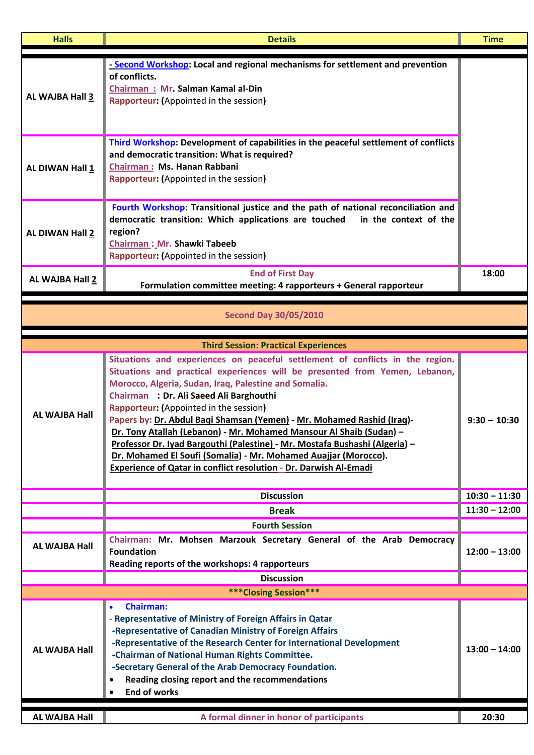| Halls | Details | Time |
|---|---|---|
| AL WAJBA Hall 3 | - Second Workshop: Local and regional mechanisms for settlement and prevention of conflicts.<br>Chairman : Mr. Salman Kamal al-Din<br>Rapporteur: (Appointed in the session) | |
| AL DIWAN Hall 1 | Third Workshop: Development of capabilities in the peaceful settlement of conflicts and democratic transition: What is required?<br>Chairman : Ms. Hanan Rabbani<br>Rapporteur: (Appointed in the session) | |
| AL DIWAN Hall 2 | Fourth Workshop: Transitional justice and the path of national reconciliation and democratic transition: Which applications are touched in the context of the region?<br>Chairman : Mr. Shawki Tabeeb<br>Rapporteur: (Appointed in the session) | |
| AL WAJBA Hall 2 | End of First Day<br>Formulation committee meeting: 4 rapporteurs + General rapporteur | 18:00 |
| | **Second Day 30/05/2010** | |
| | **Third Session: Practical Experiences** | |
| AL WAJBA Hall | Situations and experiences on peaceful settlement of conflicts in the region. Situations and practical experiences will be presented from Yemen, Lebanon, Morocco, Algeria, Sudan, Iraq, Palestine and Somalia.<br>Chairman : Dr. Ali Saeed Ali Barghouthi<br>Rapporteur: (Appointed in the session)<br>Papers by: Dr. Abdul Baqi Shamsan (Yemen) - Mr. Mohamed Rashid (Iraq)- Dr. Tony Atallah (Lebanon) - Mr. Mohamed Mansour Al Shaib (Sudan) – Professor Dr. Iyad Bargouthi (Palestine) - Mr. Mostafa Bushashi (Algeria) – Dr. Mohamed El Soufi (Somalia) - Mr. Mohamed Auajjar (Morocco).<br>Experience of Qatar in conflict resolution - Dr. Darwish Al-Emadi | 9:30 – 10:30 |
| | Discussion | 10:30 – 11:30 |
| | Break | 11:30 – 12:00 |
| | Fourth Session | |
| AL WAJBA Hall | Chairman: Mr. Mohsen Marzouk Secretary General of the Arab Democracy Foundation<br>Reading reports of the workshops: 4 rapporteurs | 12:00 – 13:00 |
| | Discussion | |
| | *****Closing Session***** | |
| AL WAJBA Hall | • Chairman:<br>- Representative of Ministry of Foreign Affairs in Qatar<br>-Representative of Canadian Ministry of Foreign Affairs<br>-Representative of the Research Center for International Development<br>-Chairman of National Human Rights Committee.<br>-Secretary General of the Arab Democracy Foundation.<br>• Reading closing report and the recommendations<br>• End of works | 13:00 – 14:00 |
| AL WAJBA Hall | A formal dinner in honor of participants | 20:30 |